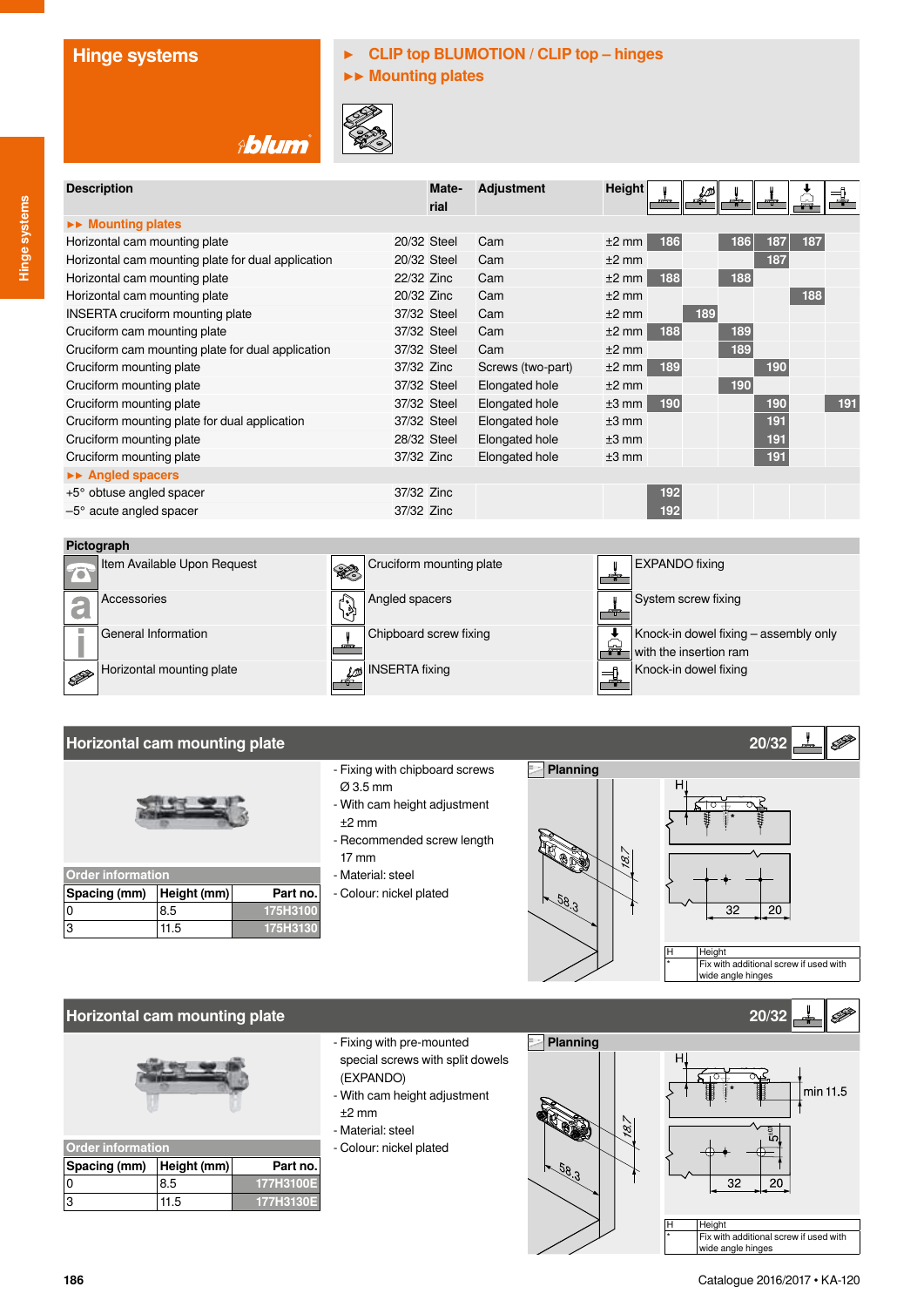# Hinge systems

**CLIP top BLUMOTION / CLIP top – hinges**

**Mounting plates**

| Description | Material | Adjustment | Height | Chipboard screw fixing | INSERTA fixing | System screw fixing | EXPANDO fixing | Knock-in dowel fixing – assembly only with the insertion ram | Knock-in dowel fixing |
|---|---|---|---|---|---|---|---|---|---|
| **Mounting plates** | | | | | | | | | |
| Horizontal cam mounting plate 20/32 | Steel | Cam | ±2 mm | 186 | | 186 | 187 | 187 | |
| Horizontal cam mounting plate for dual application 20/32 | Steel | Cam | ±2 mm | | | | 187 | | |
| Horizontal cam mounting plate 22/32 | Zinc | Cam | ±2 mm | 188 | | 188 | | | |
| Horizontal cam mounting plate 20/32 | Zinc | Cam | ±2 mm | | | | | 188 | |
| INSERTA cruciform mounting plate 37/32 | Steel | Cam | ±2 mm | | 189 | | | | |
| Cruciform cam mounting plate 37/32 | Steel | Cam | ±2 mm | 188 | | 189 | | | |
| Cruciform cam mounting plate for dual application 37/32 | Steel | Cam | ±2 mm | | | 189 | | | |
| Cruciform mounting plate 37/32 | Zinc | Screws (two-part) | ±2 mm | 189 | | | 190 | | |
| Cruciform mounting plate 37/32 | Steel | Elongated hole | ±2 mm | | | 190 | | | |
| Cruciform mounting plate 37/32 | Steel | Elongated hole | ±3 mm | 190 | | | 190 | | 191 |
| Cruciform mounting plate for dual application 37/32 | Steel | Elongated hole | ±3 mm | | | | 191 | | |
| Cruciform mounting plate 28/32 | Steel | Elongated hole | ±3 mm | | | | 191 | | |
| Cruciform mounting plate 37/32 | Zinc | Elongated hole | ±3 mm | | | | 191 | | |
| **Angled spacers** | | | | | | | | | |
| +5° obtuse angled spacer 37/32 | Zinc | | | 192 | | | | | |
| –5° acute angled spacer 37/32 | Zinc | | | 192 | | | | | |

**Pictograph**

| | | |
|---|---|---|
| Item Available Upon Request | Cruciform mounting plate | EXPANDO fixing |
| Accessories | Angled spacers | System screw fixing |
| General Information | Chipboard screw fixing | Knock-in dowel fixing – assembly only with the insertion ram |
| Horizontal mounting plate | INSERTA fixing | Knock-in dowel fixing |

## Horizontal cam mounting plate 20/32

- Fixing with chipboard screws Ø 3.5 mm
- With cam height adjustment ±2 mm
- Recommended screw length 17 mm
- Material: steel
- Colour: nickel plated

**Order information**

| Spacing (mm) | Height (mm) | Part no. |
|---|---|---|
| 0 | 8.5 | 175H3100 |
| 3 | 11.5 | 175H3130 |

**Planning**

18.7, 58.3, H, 32, 20

| | |
|---|---|
| H | Height |
| * | Fix with additional screw if used with wide angle hinges |

## Horizontal cam mounting plate 20/32

- Fixing with pre-mounted special screws with split dowels (EXPANDO)
- With cam height adjustment ±2 mm
- Material: steel
- Colour: nickel plated

**Order information**

| Spacing (mm) | Height (mm) | Part no. |
|---|---|---|
| 0 | 8.5 | 177H3100E |
| 3 | 11.5 | 177H3130E |

**Planning**

18.7, 58.3, H, min 11.5, 5, 32, 20

| | |
|---|---|
| H | Height |
| * | Fix with additional screw if used with wide angle hinges |

Catalogue 2016/2017 • KA-120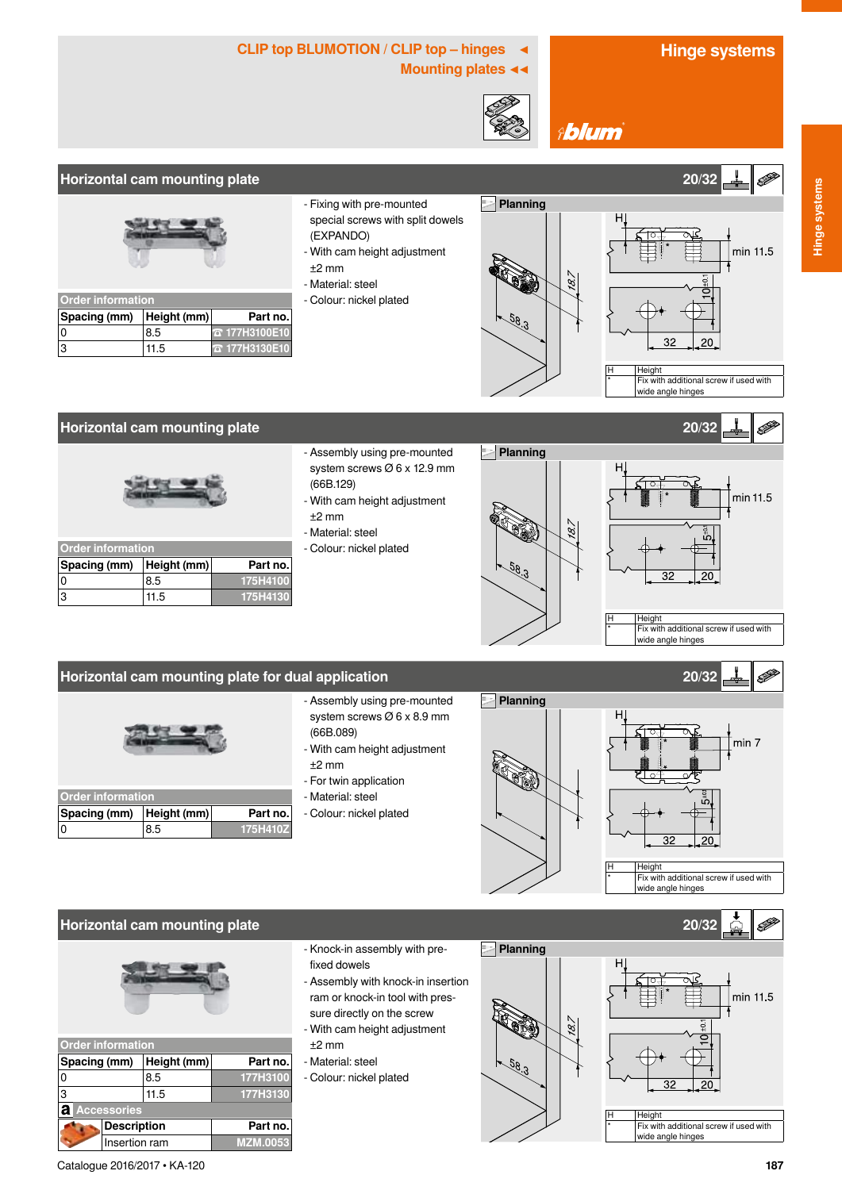**CLIP top BLUMOTION / CLIP top – hinges ◄**
**Mounting plates ◄◄**

**Hinge systems**

## Horizontal cam mounting plate

20/32

### Order information

| Spacing (mm) | Height (mm) | Part no. |
|---|---|---|
| 0 | 8.5 | ☎ 177H3100E10 |
| 3 | 11.5 | ☎ 177H3130E10 |

- Fixing with pre-mounted special screws with split dowels (EXPANDO)
- With cam height adjustment ±2 mm
- Material: steel
- Colour: nickel plated

**Planning**

H | Height
--- | ---
* | Fix with additional screw if used with wide angle hinges

## Horizontal cam mounting plate

20/32

### Order information

| Spacing (mm) | Height (mm) | Part no. |
|---|---|---|
| 0 | 8.5 | 175H4100 |
| 3 | 11.5 | 175H4130 |

- Assembly using pre-mounted system screws Ø 6 x 12.9 mm (66B.129)
- With cam height adjustment ±2 mm
- Material: steel
- Colour: nickel plated

**Planning**

H | Height
--- | ---
* | Fix with additional screw if used with wide angle hinges

## Horizontal cam mounting plate for dual application

20/32

### Order information

| Spacing (mm) | Height (mm) | Part no. |
|---|---|---|
| 0 | 8.5 | 175H410Z |

- Assembly using pre-mounted system screws Ø 6 x 8.9 mm (66B.089)
- With cam height adjustment ±2 mm
- For twin application
- Material: steel
- Colour: nickel plated

**Planning**

H | Height
--- | ---
* | Fix with additional screw if used with wide angle hinges

## Horizontal cam mounting plate

20/32

### Order information

| Spacing (mm) | Height (mm) | Part no. |
|---|---|---|
| 0 | 8.5 | 177H3100 |
| 3 | 11.5 | 177H3130 |

**a Accessories**

| Description | Part no. |
|---|---|
| Insertion ram | MZM.0053 |

- Knock-in assembly with pre-fixed dowels
- Assembly with knock-in insertion ram or knock-in tool with pressure directly on the screw
- With cam height adjustment ±2 mm
- Material: steel
- Colour: nickel plated

**Planning**

H | Height
--- | ---
* | Fix with additional screw if used with wide angle hinges

Catalogue 2016/2017 • KA-120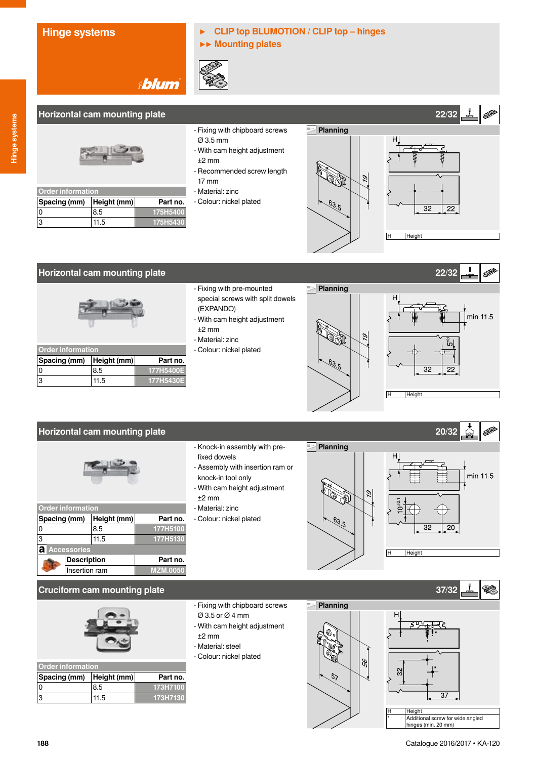# Hinge systems

## ► CLIP top BLUMOTION / CLIP top – hinges
### ►► Mounting plates

## Horizontal cam mounting plate 22/32

- Fixing with chipboard screws Ø 3.5 mm
- With cam height adjustment ±2 mm
- Recommended screw length 17 mm
- Material: zinc
- Colour: nickel plated

**Order information**

| Spacing (mm) | Height (mm) | Part no. |
|---|---|---|
| 0 | 8.5 | 175H5400 |
| 3 | 11.5 | 175H5430 |

**Planning**

H = Height

## Horizontal cam mounting plate 22/32

- Fixing with pre-mounted special screws with split dowels (EXPANDO)
- With cam height adjustment ±2 mm
- Material: zinc
- Colour: nickel plated

**Order information**

| Spacing (mm) | Height (mm) | Part no. |
|---|---|---|
| 0 | 8.5 | 177H5400E |
| 3 | 11.5 | 177H5430E |

**Planning**

H = Height

## Horizontal cam mounting plate 20/32

- Knock-in assembly with pre-fixed dowels
- Assembly with insertion ram or knock-in tool only
- With cam height adjustment ±2 mm
- Material: zinc
- Colour: nickel plated

**Order information**

| Spacing (mm) | Height (mm) | Part no. |
|---|---|---|
| 0 | 8.5 | 177H5100 |
| 3 | 11.5 | 177H5130 |

**Accessories**

| Description | Part no. |
|---|---|
| Insertion ram | MZM.0050 |

**Planning**

H = Height

## Cruciform cam mounting plate 37/32

- Fixing with chipboard screws Ø 3.5 or Ø 4 mm
- With cam height adjustment ±2 mm
- Material: steel
- Colour: nickel plated

**Order information**

| Spacing (mm) | Height (mm) | Part no. |
|---|---|---|
| 0 | 8.5 | 173H7100 |
| 3 | 11.5 | 173H7130 |

**Planning**

H = Height

* = Additional screw for wide angled hinges (min. 20 mm)

Catalogue 2016/2017 • KA-120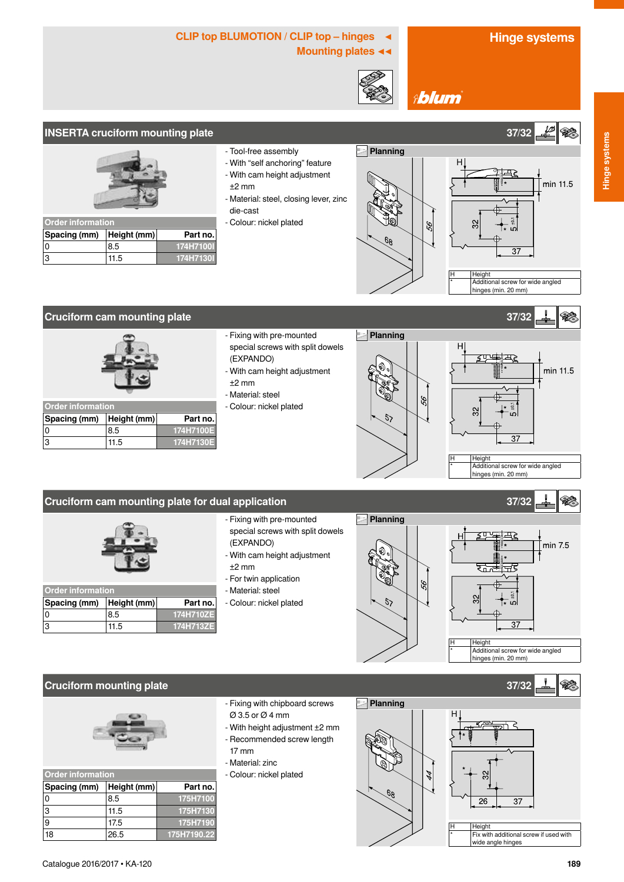CLIP top BLUMOTION / CLIP top – hinges ◄
Mounting plates ◄◄

# Hinge systems

## INSERTA cruciform mounting plate

37/32

**Order information**

| Spacing (mm) | Height (mm) | Part no. |
|---|---|---|
| 0 | 8.5 | 174H7100I |
| 3 | 11.5 | 174H7130I |

- Tool-free assembly
- With "self anchoring" feature
- With cam height adjustment ±2 mm
- Material: steel, closing lever, zinc die-cast
- Colour: nickel plated

**Planning**

| | |
|---|---|
| H | Height |
| * | Additional screw for wide angled hinges (min. 20 mm) |

## Cruciform cam mounting plate

37/32

**Order information**

| Spacing (mm) | Height (mm) | Part no. |
|---|---|---|
| 0 | 8.5 | 174H7100E |
| 3 | 11.5 | 174H7130E |

- Fixing with pre-mounted special screws with split dowels (EXPANDO)
- With cam height adjustment ±2 mm
- Material: steel
- Colour: nickel plated

**Planning**

| | |
|---|---|
| H | Height |
| * | Additional screw for wide angled hinges (min. 20 mm) |

## Cruciform cam mounting plate for dual application

37/32

**Order information**

| Spacing (mm) | Height (mm) | Part no. |
|---|---|---|
| 0 | 8.5 | 174H710ZE |
| 3 | 11.5 | 174H713ZE |

- Fixing with pre-mounted special screws with split dowels (EXPANDO)
- With cam height adjustment ±2 mm
- For twin application
- Material: steel
- Colour: nickel plated

**Planning**

| | |
|---|---|
| H | Height |
| * | Additional screw for wide angled hinges (min. 20 mm) |

## Cruciform mounting plate

37/32

**Order information**

| Spacing (mm) | Height (mm) | Part no. |
|---|---|---|
| 0 | 8.5 | 175H7100 |
| 3 | 11.5 | 175H7130 |
| 9 | 17.5 | 175H7190 |
| 18 | 26.5 | 175H7190.22 |

- Fixing with chipboard screws Ø 3.5 or Ø 4 mm
- With height adjustment ±2 mm
- Recommended screw length 17 mm
- Material: zinc
- Colour: nickel plated

**Planning**

| | |
|---|---|
| H | Height |
| * | Fix with additional screw if used with wide angle hinges |

Catalogue 2016/2017 • KA-120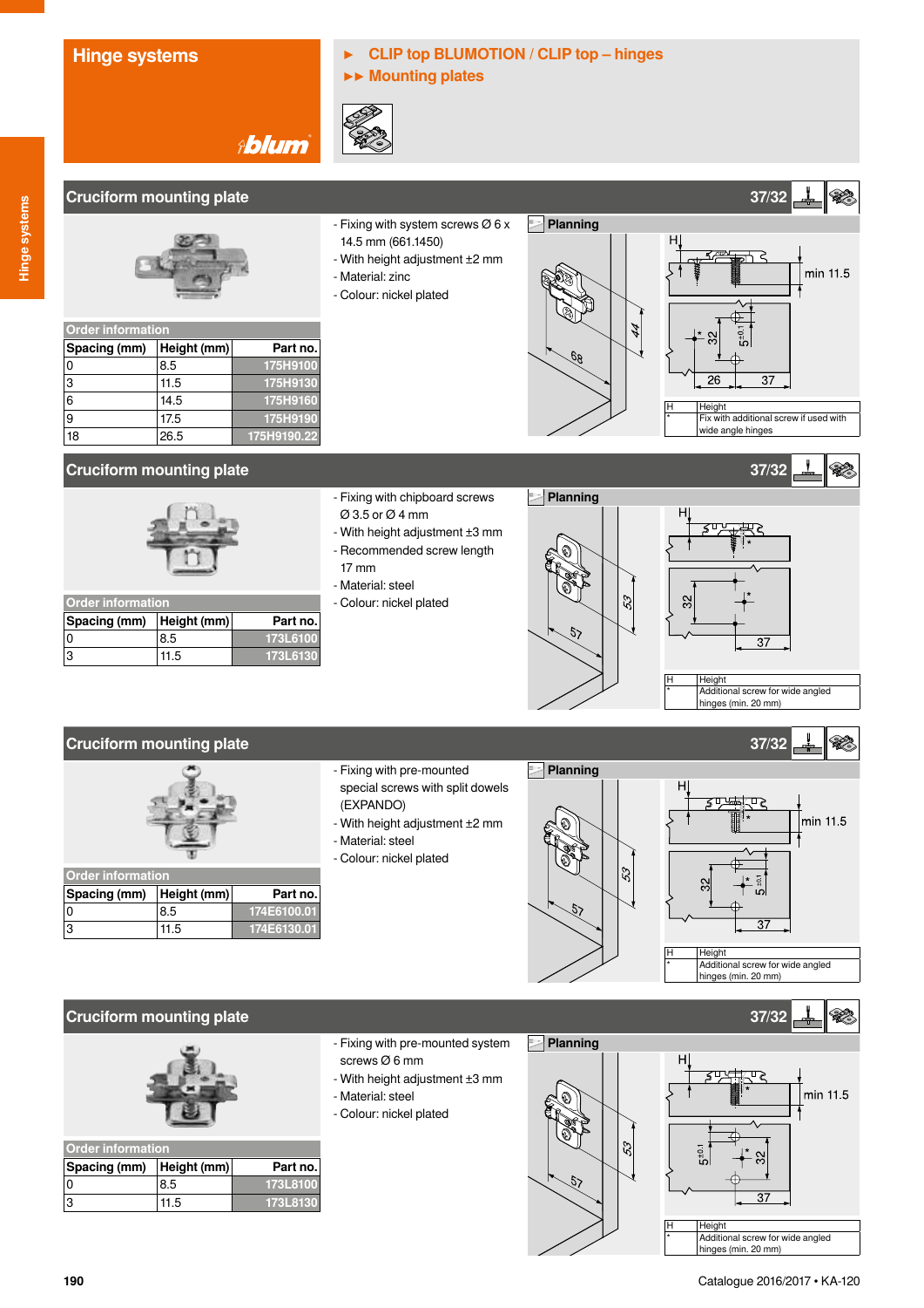# Hinge systems

▶ CLIP top BLUMOTION / CLIP top – hinges
▶▶ Mounting plates

## Cruciform mounting plate

37/32

**Order information**

| Spacing (mm) | Height (mm) | Part no. |
|---|---|---|
| 0 | 8.5 | 175H9100 |
| 3 | 11.5 | 175H9130 |
| 6 | 14.5 | 175H9160 |
| 9 | 17.5 | 175H9190 |
| 18 | 26.5 | 175H9190.22 |

- Fixing with system screws Ø 6 x 14.5 mm (661.1450)
- With height adjustment ±2 mm
- Material: zinc
- Colour: nickel plated

**Planning**

| | |
|---|---|
| H | Height |
| * | Fix with additional screw if used with wide angle hinges |

## Cruciform mounting plate

37/32

**Order information**

| Spacing (mm) | Height (mm) | Part no. |
|---|---|---|
| 0 | 8.5 | 173L6100 |
| 3 | 11.5 | 173L6130 |

- Fixing with chipboard screws Ø 3.5 or Ø 4 mm
- With height adjustment ±3 mm
- Recommended screw length 17 mm
- Material: steel
- Colour: nickel plated

**Planning**

| | |
|---|---|
| H | Height |
| * | Additional screw for wide angled hinges (min. 20 mm) |

## Cruciform mounting plate

37/32

**Order information**

| Spacing (mm) | Height (mm) | Part no. |
|---|---|---|
| 0 | 8.5 | 174E6100.01 |
| 3 | 11.5 | 174E6130.01 |

- Fixing with pre-mounted special screws with split dowels (EXPANDO)
- With height adjustment ±2 mm
- Material: steel
- Colour: nickel plated

**Planning**

| | |
|---|---|
| H | Height |
| * | Additional screw for wide angled hinges (min. 20 mm) |

## Cruciform mounting plate

37/32

**Order information**

| Spacing (mm) | Height (mm) | Part no. |
|---|---|---|
| 0 | 8.5 | 173L8100 |
| 3 | 11.5 | 173L8130 |

- Fixing with pre-mounted system screws Ø 6 mm
- With height adjustment ±3 mm
- Material: steel
- Colour: nickel plated

**Planning**

| | |
|---|---|
| H | Height |
| * | Additional screw for wide angled hinges (min. 20 mm) |

Catalogue 2016/2017 • KA-120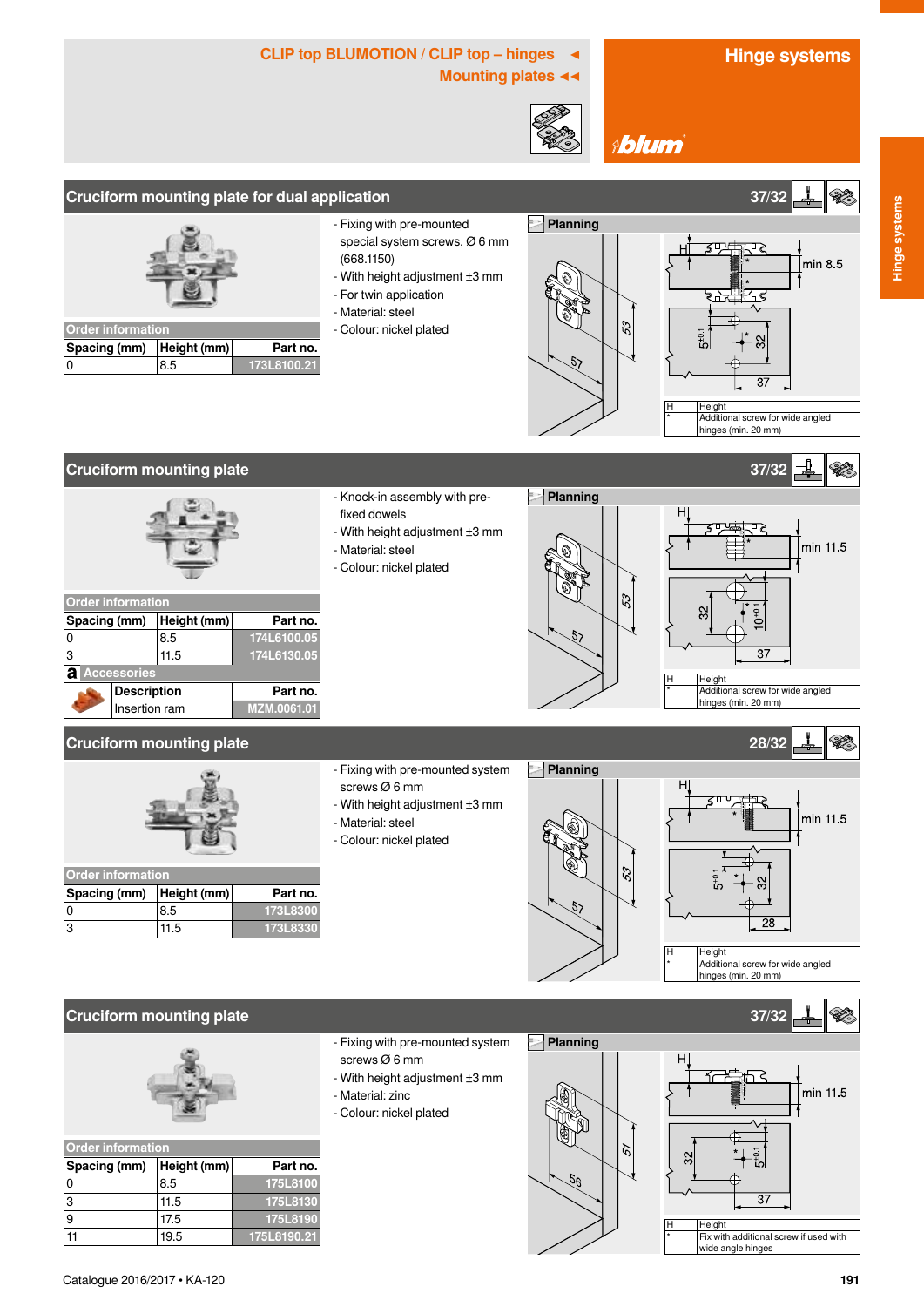CLIP top BLUMOTION / CLIP top – hinges ◄
Mounting plates ◄◄

# Hinge systems

## Cruciform mounting plate for dual application

37/32

### Order information

| Spacing (mm) | Height (mm) | Part no. |
|---|---|---|
| 0 | 8.5 | 173L8100.21 |

- Fixing with pre-mounted special system screws, Ø 6 mm (668.1150)
- With height adjustment ±3 mm
- For twin application
- Material: steel
- Colour: nickel plated

### Planning

| | |
|---|---|
| H | Height |
| * | Additional screw for wide angled hinges (min. 20 mm) |

## Cruciform mounting plate

37/32

### Order information

| Spacing (mm) | Height (mm) | Part no. |
|---|---|---|
| 0 | 8.5 | 174L6100.05 |
| 3 | 11.5 | 174L6130.05 |

### Accessories

| Description | Part no. |
|---|---|
| Insertion ram | MZM.0061.01 |

- Knock-in assembly with pre-fixed dowels
- With height adjustment ±3 mm
- Material: steel
- Colour: nickel plated

### Planning

| | |
|---|---|
| H | Height |
| * | Additional screw for wide angled hinges (min. 20 mm) |

## Cruciform mounting plate

28/32

### Order information

| Spacing (mm) | Height (mm) | Part no. |
|---|---|---|
| 0 | 8.5 | 173L8300 |
| 3 | 11.5 | 173L8330 |

- Fixing with pre-mounted system screws Ø 6 mm
- With height adjustment ±3 mm
- Material: steel
- Colour: nickel plated

### Planning

| | |
|---|---|
| H | Height |
| * | Additional screw for wide angled hinges (min. 20 mm) |

## Cruciform mounting plate

37/32

### Order information

| Spacing (mm) | Height (mm) | Part no. |
|---|---|---|
| 0 | 8.5 | 175L8100 |
| 3 | 11.5 | 175L8130 |
| 9 | 17.5 | 175L8190 |
| 11 | 19.5 | 175L8190.21 |

- Fixing with pre-mounted system screws Ø 6 mm
- With height adjustment ±3 mm
- Material: zinc
- Colour: nickel plated

### Planning

| | |
|---|---|
| H | Height |
| * | Fix with additional screw if used with wide angle hinges |

Catalogue 2016/2017 • KA-120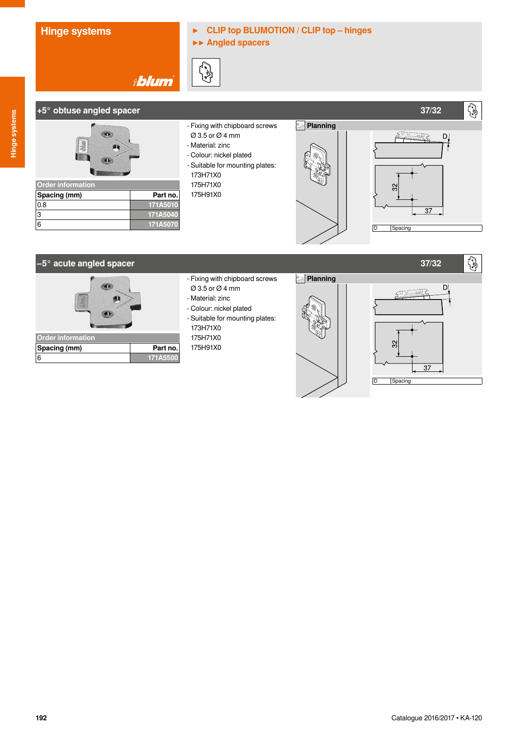# Hinge systems

► CLIP top BLUMOTION / CLIP top – hinges
►► Angled spacers

## +5° obtuse angled spacer

37/32

**Order information**

| Spacing (mm) | Part no. |
|---|---|
| 0.8 | 171A5010 |
| 3 | 171A5040 |
| 6 | 171A5070 |

- Fixing with chipboard screws Ø 3.5 or Ø 4 mm
- Material: zinc
- Colour: nickel plated
- Suitable for mounting plates:
  173H71X0
  175H71X0
  175H91X0

**Planning**

D
32
37

D Spacing

## –5° acute angled spacer

37/32

**Order information**

| Spacing (mm) | Part no. |
|---|---|
| 6 | 171A5500 |

- Fixing with chipboard screws Ø 3.5 or Ø 4 mm
- Material: zinc
- Colour: nickel plated
- Suitable for mounting plates:
  173H71X0
  175H71X0
  175H91X0

**Planning**

D
32
37

D Spacing

Catalogue 2016/2017 • KA-120